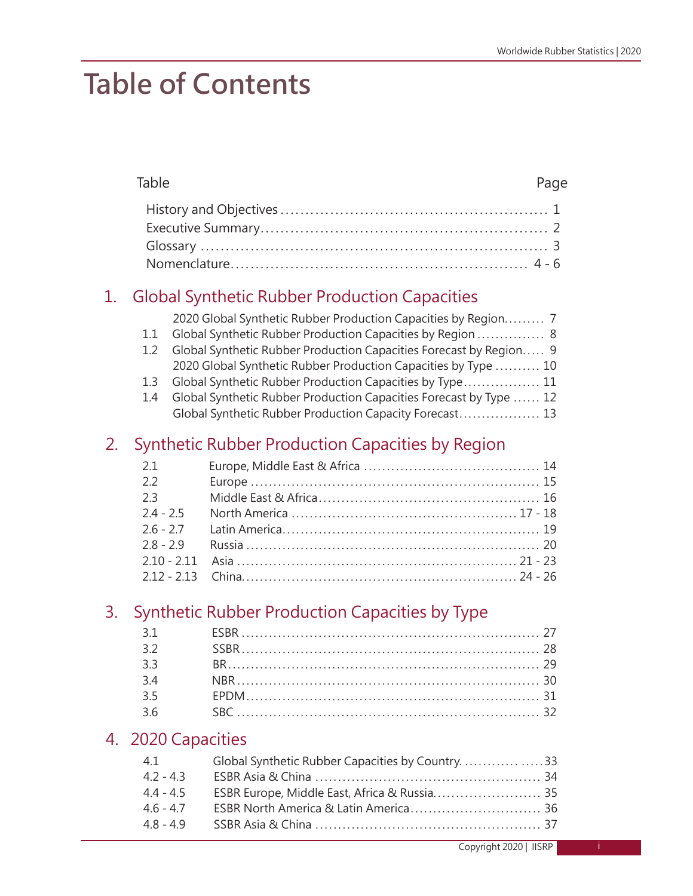# Table of Contents

| Table | | Page |
|---|---|---|
| | History and Objectives | 1 |
| | Executive Summary | 2 |
| | Glossary | 3 |
| | Nomenclature | 4 - 6 |

## 1. Global Synthetic Rubber Production Capacities

| | | |
|---|---|---|
| | 2020 Global Synthetic Rubber Production Capacities by Region | 7 |
| 1.1 | Global Synthetic Rubber Production Capacities by Region | 8 |
| 1.2 | Global Synthetic Rubber Production Capacities Forecast by Region | 9 |
| | 2020 Global Synthetic Rubber Production Capacities by Type | 10 |
| 1.3 | Global Synthetic Rubber Production Capacities by Type | 11 |
| 1.4 | Global Synthetic Rubber Production Capacities Forecast by Type | 12 |
| | Global Synthetic Rubber Production Capacity Forecast | 13 |

## 2. Synthetic Rubber Production Capacities by Region

| | | |
|---|---|---|
| 2.1 | Europe, Middle East & Africa | 14 |
| 2.2 | Europe | 15 |
| 2.3 | Middle East & Africa | 16 |
| 2.4 - 2.5 | North America | 17 - 18 |
| 2.6 - 2.7 | Latin America | 19 |
| 2.8 - 2.9 | Russia | 20 |
| 2.10 - 2.11 | Asia | 21 - 23 |
| 2.12 - 2.13 | China | 24 - 26 |

## 3. Synthetic Rubber Production Capacities by Type

| | | |
|---|---|---|
| 3.1 | ESBR | 27 |
| 3.2 | SSBR | 28 |
| 3.3 | BR | 29 |
| 3.4 | NBR | 30 |
| 3.5 | EPDM | 31 |
| 3.6 | SBC | 32 |

## 4. 2020 Capacities

| | | |
|---|---|---|
| 4.1 | Global Synthetic Rubber Capacities by Country | 33 |
| 4.2 - 4.3 | ESBR Asia & China | 34 |
| 4.4 - 4.5 | ESBR Europe, Middle East, Africa & Russia | 35 |
| 4.6 - 4.7 | ESBR North America & Latin America | 36 |
| 4.8 - 4.9 | SSBR Asia & China | 37 |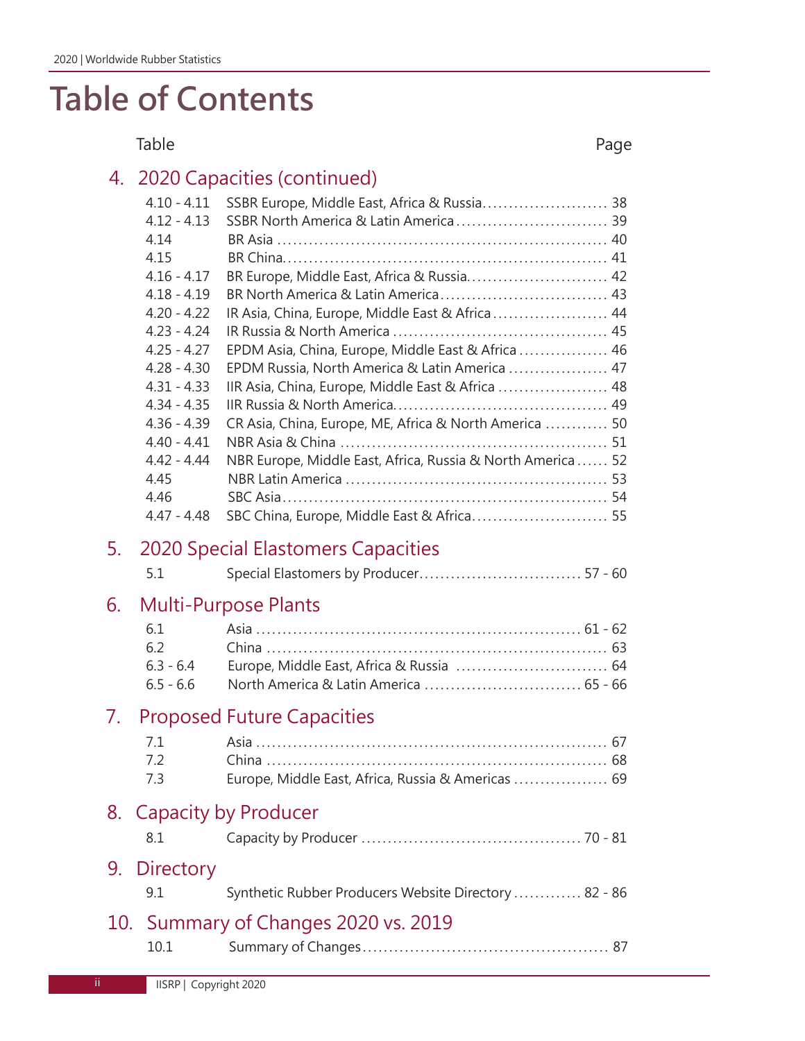# Table of Contents

| Table | | Page |
|---|---|---|

## 4. 2020 Capacities (continued)

| Table | | Page |
|---|---|---|
| 4.10 - 4.11 | SSBR Europe, Middle East, Africa & Russia | 38 |
| 4.12 - 4.13 | SSBR North America & Latin America | 39 |
| 4.14 | BR Asia | 40 |
| 4.15 | BR China | 41 |
| 4.16 - 4.17 | BR Europe, Middle East, Africa & Russia | 42 |
| 4.18 - 4.19 | BR North America & Latin America | 43 |
| 4.20 - 4.22 | IR Asia, China, Europe, Middle East & Africa | 44 |
| 4.23 - 4.24 | IR Russia & North America | 45 |
| 4.25 - 4.27 | EPDM Asia, China, Europe, Middle East & Africa | 46 |
| 4.28 - 4.30 | EPDM Russia, North America & Latin America | 47 |
| 4.31 - 4.33 | IIR Asia, China, Europe, Middle East & Africa | 48 |
| 4.34 - 4.35 | IIR Russia & North America | 49 |
| 4.36 - 4.39 | CR Asia, China, Europe, ME, Africa & North America | 50 |
| 4.40 - 4.41 | NBR Asia & China | 51 |
| 4.42 - 4.44 | NBR Europe, Middle East, Africa, Russia & North America | 52 |
| 4.45 | NBR Latin America | 53 |
| 4.46 | SBC Asia | 54 |
| 4.47 - 4.48 | SBC China, Europe, Middle East & Africa | 55 |

## 5. 2020 Special Elastomers Capacities

| Table | | Page |
|---|---|---|
| 5.1 | Special Elastomers by Producer | 57 - 60 |

## 6. Multi-Purpose Plants

| Table | | Page |
|---|---|---|
| 6.1 | Asia | 61 - 62 |
| 6.2 | China | 63 |
| 6.3 - 6.4 | Europe, Middle East, Africa & Russia | 64 |
| 6.5 - 6.6 | North America & Latin America | 65 - 66 |

## 7. Proposed Future Capacities

| Table | | Page |
|---|---|---|
| 7.1 | Asia | 67 |
| 7.2 | China | 68 |
| 7.3 | Europe, Middle East, Africa, Russia & Americas | 69 |

## 8. Capacity by Producer

| Table | | Page |
|---|---|---|
| 8.1 | Capacity by Producer | 70 - 81 |

## 9. Directory

| Table | | Page |
|---|---|---|
| 9.1 | Synthetic Rubber Producers Website Directory | 82 - 86 |

## 10. Summary of Changes 2020 vs. 2019

| Table | | Page |
|---|---|---|
| 10.1 | Summary of Changes | 87 |